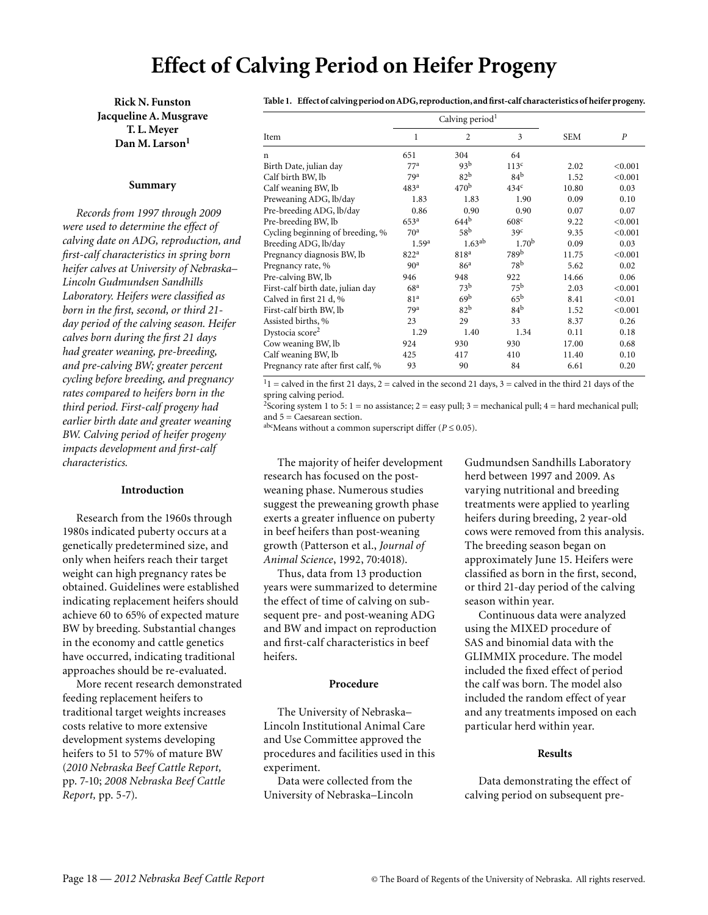# Effect of Calving Period on Heifer Progeny

**Rick N. Funston**
**Jacqueline A. Musgrave**
**T. L. Meyer**
**Dan M. Larson[1]**

### Summary

*Records from 1997 through 2009 were used to determine the effect of calving date on ADG, reproduction, and first-calf characteristics in spring born heifer calves at University of Nebraska–Lincoln Gudmundsen Sandhills Laboratory. Heifers were classified as born in the first, second, or third 21-day period of the calving season. Heifer calves born during the first 21 days had greater weaning, pre-breeding, and pre-calving BW; greater percent cycling before breeding, and pregnancy rates compared to heifers born in the third period. First-calf progeny had earlier birth date and greater weaning BW. Calving period of heifer progeny impacts development and first-calf characteristics.*

### Introduction

Research from the 1960s through 1980s indicated puberty occurs at a genetically predetermined size, and only when heifers reach their target weight can high pregnancy rates be obtained. Guidelines were established indicating replacement heifers should achieve 60 to 65% of expected mature BW by breeding. Substantial changes in the economy and cattle genetics have occurred, indicating traditional approaches should be re-evaluated.

More recent research demonstrated feeding replacement heifers to traditional target weights increases costs relative to more extensive development systems developing heifers to 51 to 57% of mature BW (*2010 Nebraska Beef Cattle Report,* pp. 7-10; *2008 Nebraska Beef Cattle Report,* pp. 5-7).

The majority of heifer development research has focused on the post-weaning phase. Numerous studies suggest the preweaning growth phase exerts a greater influence on puberty in beef heifers than post-weaning growth (Patterson et al., *Journal of Animal Science*, 1992, 70:4018).

Thus, data from 13 production years were summarized to determine the effect of time of calving on subsequent pre- and post-weaning ADG and BW and impact on reproduction and first-calf characteristics in beef heifers.

**Table 1. Effect of calving period on ADG, reproduction, and first-calf characteristics of heifer progeny.**

| Item | Calving period[1] 1 | 2 | 3 | SEM | *P* |
|---|---|---|---|---|---|
| n | 651 | 304 | 64 | | |
| Birth Date, julian day | 77[a] | 93[b] | 113[c] | 2.02 | <0.001 |
| Calf birth BW, lb | 79[a] | 82[b] | 84[b] | 1.52 | <0.001 |
| Calf weaning BW, lb | 483[a] | 470[b] | 434[c] | 10.80 | 0.03 |
| Preweaning ADG, lb/day | 1.83 | 1.83 | 1.90 | 0.09 | 0.10 |
| Pre-breeding ADG, lb/day | 0.86 | 0.90 | 0.90 | 0.07 | 0.07 |
| Pre-breeding BW, lb | 653[a] | 644[b] | 608[c] | 9.22 | <0.001 |
| Cycling beginning of breeding, % | 70[a] | 58[b] | 39[c] | 9.35 | <0.001 |
| Breeding ADG, lb/day | 1.59[a] | 1.63[ab] | 1.70[b] | 0.09 | 0.03 |
| Pregnancy diagnosis BW, lb | 822[a] | 818[a] | 789[b] | 11.75 | <0.001 |
| Pregnancy rate, % | 90[a] | 86[a] | 78[b] | 5.62 | 0.02 |
| Pre-calving BW, lb | 946 | 948 | 922 | 14.66 | 0.06 |
| First-calf birth date, julian day | 68[a] | 73[b] | 75[b] | 2.03 | <0.001 |
| Calved in first 21 d, % | 81[a] | 69[b] | 65[b] | 8.41 | <0.01 |
| First-calf birth BW, lb | 79[a] | 82[b] | 84[b] | 1.52 | <0.001 |
| Assisted births, % | 23 | 29 | 33 | 8.37 | 0.26 |
| Dystocia score[2] | 1.29 | 1.40 | 1.34 | 0.11 | 0.18 |
| Cow weaning BW, lb | 924 | 930 | 930 | 17.00 | 0.68 |
| Calf weaning BW, lb | 425 | 417 | 410 | 11.40 | 0.10 |
| Pregnancy rate after first calf, % | 93 | 90 | 84 | 6.61 | 0.20 |

[1]1 = calved in the first 21 days, 2 = calved in the second 21 days, 3 = calved in the third 21 days of the spring calving period.
[2]Scoring system 1 to 5: 1 = no assistance; 2 = easy pull; 3 = mechanical pull; 4 = hard mechanical pull; and 5 = Caesarean section.
[abc]Means without a common superscript differ ($P \leq 0.05$).

### Procedure

The University of Nebraska–Lincoln Institutional Animal Care and Use Committee approved the procedures and facilities used in this experiment.

Data were collected from the University of Nebraska–Lincoln Gudmundsen Sandhills Laboratory herd between 1997 and 2009. As varying nutritional and breeding treatments were applied to yearling heifers during breeding, 2 year-old cows were removed from this analysis. The breeding season began on approximately June 15. Heifers were classified as born in the first, second, or third 21-day period of the calving season within year.

Continuous data were analyzed using the MIXED procedure of SAS and binomial data with the GLIMMIX procedure. The model included the fixed effect of period the calf was born. The model also included the random effect of year and any treatments imposed on each particular herd within year.

### Results

Data demonstrating the effect of calving period on subsequent pre-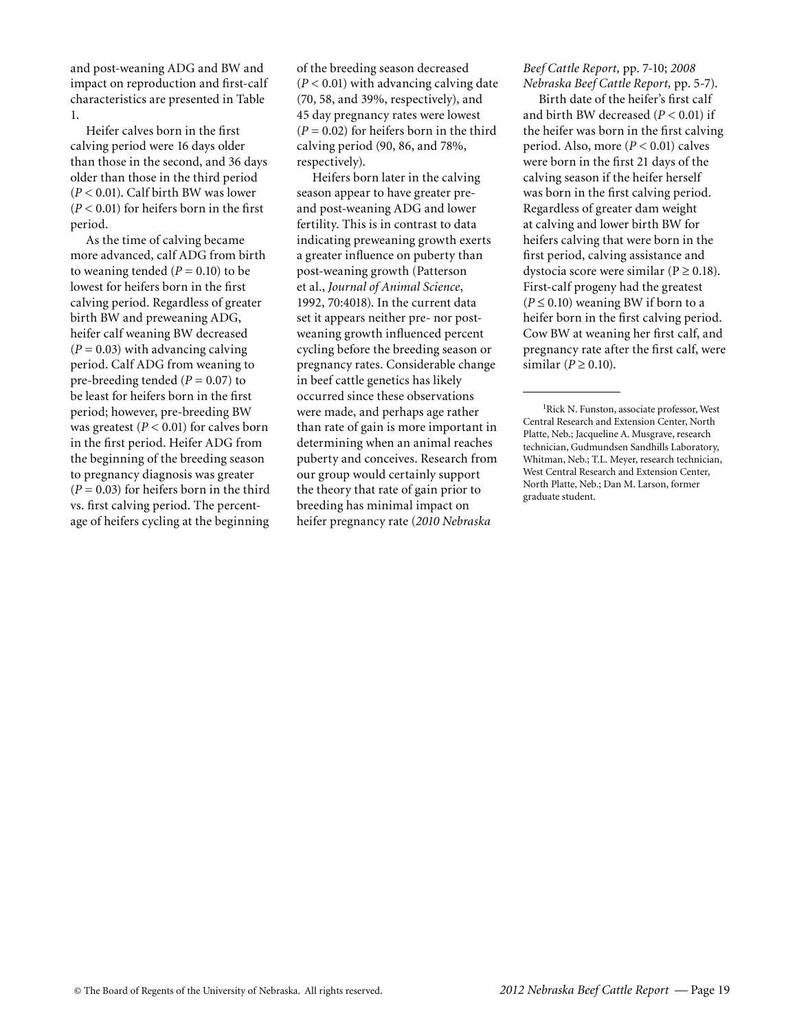and post-weaning ADG and BW and impact on reproduction and first-calf characteristics are presented in Table 1.

Heifer calves born in the first calving period were 16 days older than those in the second, and 36 days older than those in the third period ($P < 0.01$). Calf birth BW was lower ($P < 0.01$) for heifers born in the first period.

As the time of calving became more advanced, calf ADG from birth to weaning tended ($P = 0.10$) to be lowest for heifers born in the first calving period. Regardless of greater birth BW and preweaning ADG, heifer calf weaning BW decreased ($P = 0.03$) with advancing calving period. Calf ADG from weaning to pre-breeding tended ($P = 0.07$) to be least for heifers born in the first period; however, pre-breeding BW was greatest ($P < 0.01$) for calves born in the first period. Heifer ADG from the beginning of the breeding season to pregnancy diagnosis was greater ($P = 0.03$) for heifers born in the third vs. first calving period. The percentage of heifers cycling at the beginning of the breeding season decreased ($P < 0.01$) with advancing calving date (70, 58, and 39%, respectively), and 45 day pregnancy rates were lowest ($P = 0.02$) for heifers born in the third calving period (90, 86, and 78%, respectively).

Heifers born later in the calving season appear to have greater pre- and post-weaning ADG and lower fertility. This is in contrast to data indicating preweaning growth exerts a greater influence on puberty than post-weaning growth (Patterson et al., *Journal of Animal Science*, 1992, 70:4018). In the current data set it appears neither pre- nor post-weaning growth influenced percent cycling before the breeding season or pregnancy rates. Considerable change in beef cattle genetics has likely occurred since these observations were made, and perhaps age rather than rate of gain is more important in determining when an animal reaches puberty and conceives. Research from our group would certainly support the theory that rate of gain prior to breeding has minimal impact on heifer pregnancy rate (*2010 Nebraska Beef Cattle Report,* pp. 7-10; *2008 Nebraska Beef Cattle Report,* pp. 5-7).

Birth date of the heifer's first calf and birth BW decreased ($P < 0.01$) if the heifer was born in the first calving period. Also, more ($P < 0.01$) calves were born in the first 21 days of the calving season if the heifer herself was born in the first calving period. Regardless of greater dam weight at calving and lower birth BW for heifers calving that were born in the first period, calving assistance and dystocia score were similar ($P \geq 0.18$). First-calf progeny had the greatest ($P \leq 0.10$) weaning BW if born to a heifer born in the first calving period. Cow BW at weaning her first calf, and pregnancy rate after the first calf, were similar ($P \geq 0.10$).

---

[1]Rick N. Funston, associate professor, West Central Research and Extension Center, North Platte, Neb.; Jacqueline A. Musgrave, research technician, Gudmundsen Sandhills Laboratory, Whitman, Neb.; T.L. Meyer, research technician, West Central Research and Extension Center, North Platte, Neb.; Dan M. Larson, former graduate student.